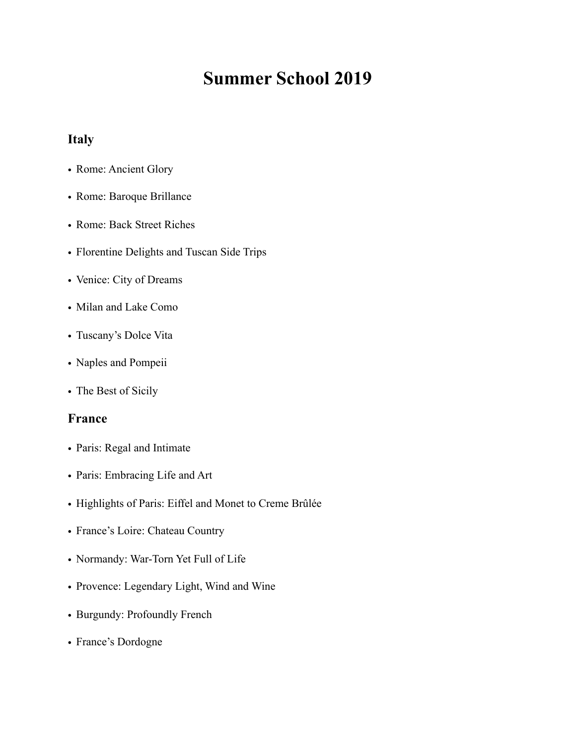# Summer School 2019

## Italy

- Rome: Ancient Glory
- Rome: Baroque Brillance
- Rome: Back Street Riches
- Florentine Delights and Tuscan Side Trips
- Venice: City of Dreams
- Milan and Lake Como
- Tuscany's Dolce Vita
- Naples and Pompeii
- The Best of Sicily

## France

- Paris: Regal and Intimate
- Paris: Embracing Life and Art
- Highlights of Paris: Eiffel and Monet to Creme Brûlée
- France's Loire: Chateau Country
- Normandy: War-Torn Yet Full of Life
- Provence: Legendary Light, Wind and Wine
- Burgundy: Profoundly French
- France's Dordogne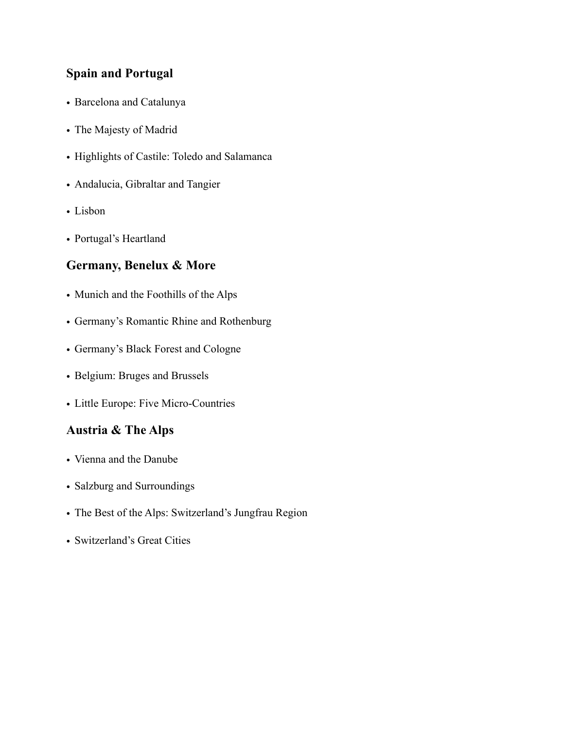## Spain and Portugal

- Barcelona and Catalunya
- The Majesty of Madrid
- Highlights of Castile: Toledo and Salamanca
- Andalucia, Gibraltar and Tangier
- Lisbon
- Portugal's Heartland

## Germany, Benelux & More

- Munich and the Foothills of the Alps
- Germany's Romantic Rhine and Rothenburg
- Germany's Black Forest and Cologne
- Belgium: Bruges and Brussels
- Little Europe: Five Micro-Countries

## Austria & The Alps

- Vienna and the Danube
- Salzburg and Surroundings
- The Best of the Alps: Switzerland's Jungfrau Region
- Switzerland's Great Cities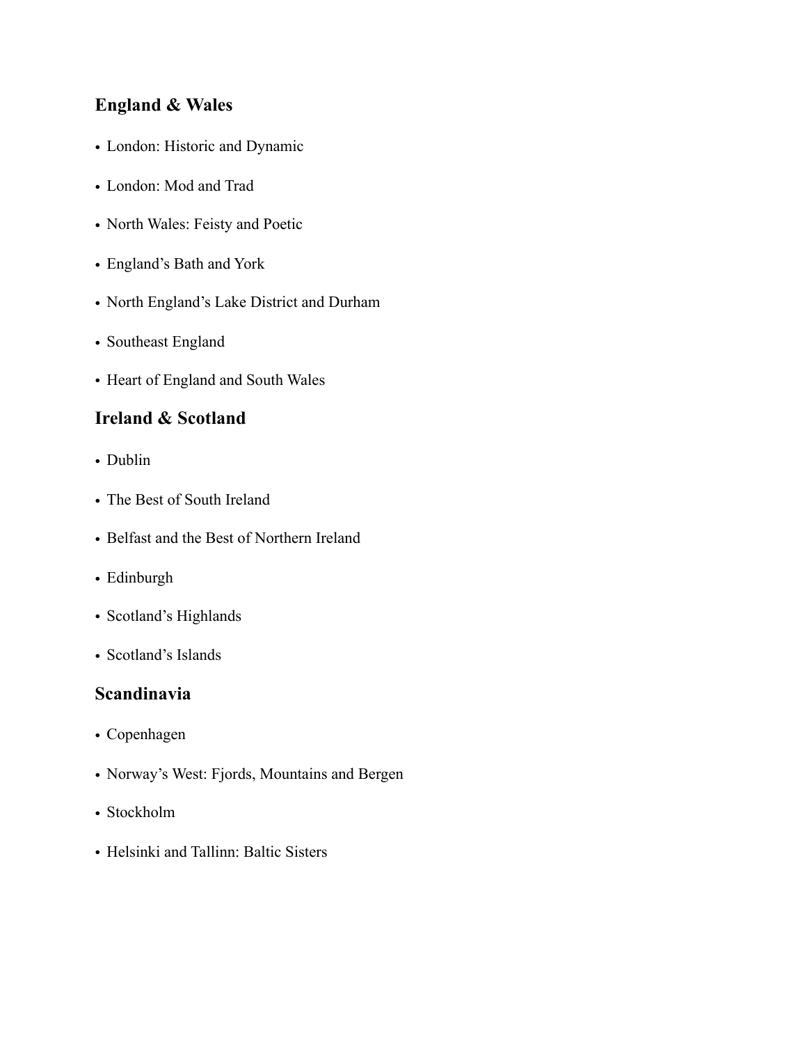## England & Wales

- London: Historic and Dynamic
- London: Mod and Trad
- North Wales: Feisty and Poetic
- England's Bath and York
- North England's Lake District and Durham
- Southeast England
- Heart of England and South Wales

## Ireland & Scotland

- Dublin
- The Best of South Ireland
- Belfast and the Best of Northern Ireland
- Edinburgh
- Scotland's Highlands
- Scotland's Islands

## Scandinavia

- Copenhagen
- Norway's West: Fjords, Mountains and Bergen
- Stockholm
- Helsinki and Tallinn: Baltic Sisters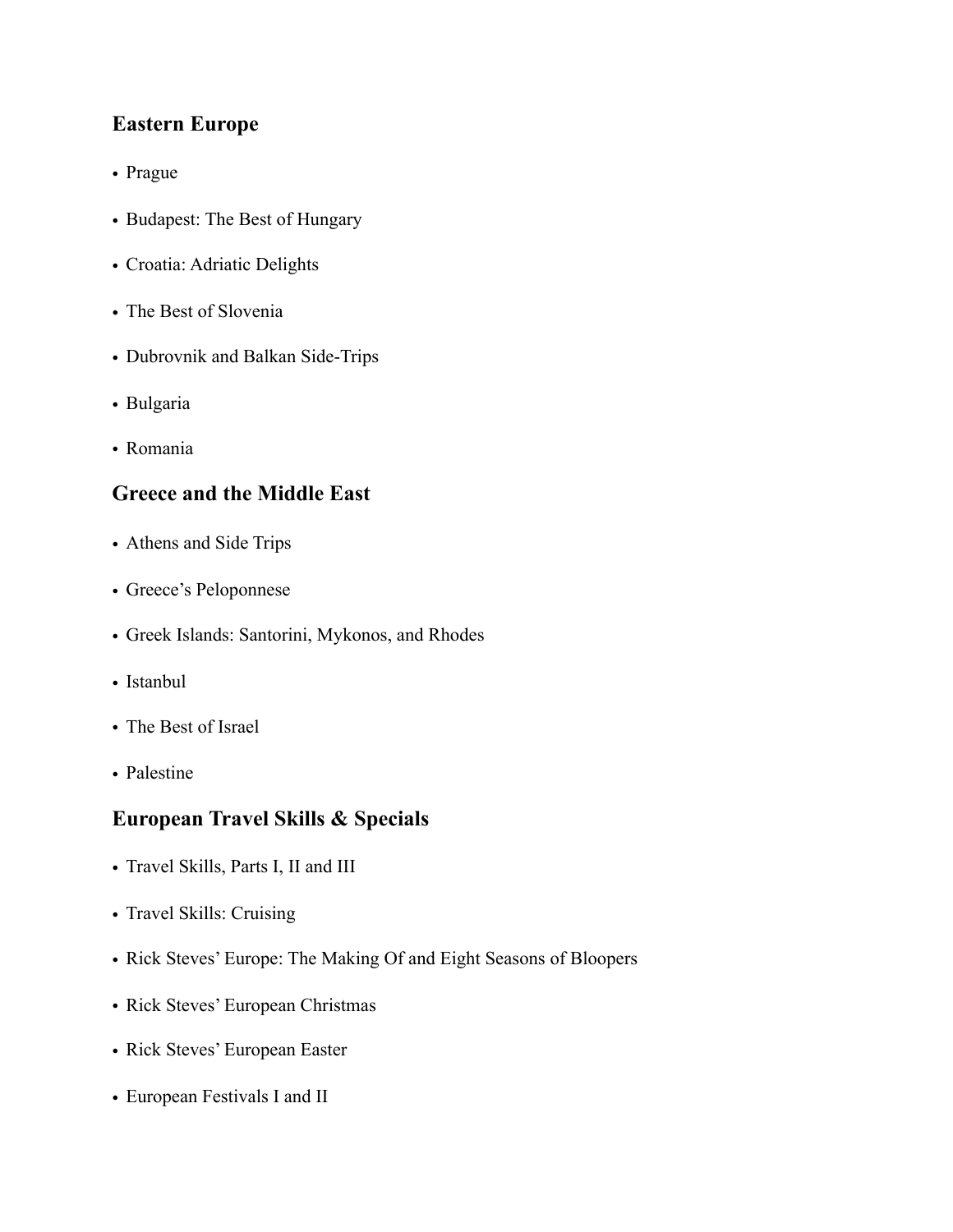## Eastern Europe

- Prague
- Budapest: The Best of Hungary
- Croatia: Adriatic Delights
- The Best of Slovenia
- Dubrovnik and Balkan Side-Trips
- Bulgaria
- Romania

## Greece and the Middle East

- Athens and Side Trips
- Greece's Peloponnese
- Greek Islands: Santorini, Mykonos, and Rhodes
- Istanbul
- The Best of Israel
- Palestine

## European Travel Skills & Specials

- Travel Skills, Parts I, II and III
- Travel Skills: Cruising
- Rick Steves' Europe: The Making Of and Eight Seasons of Bloopers
- Rick Steves' European Christmas
- Rick Steves' European Easter
- European Festivals I and II